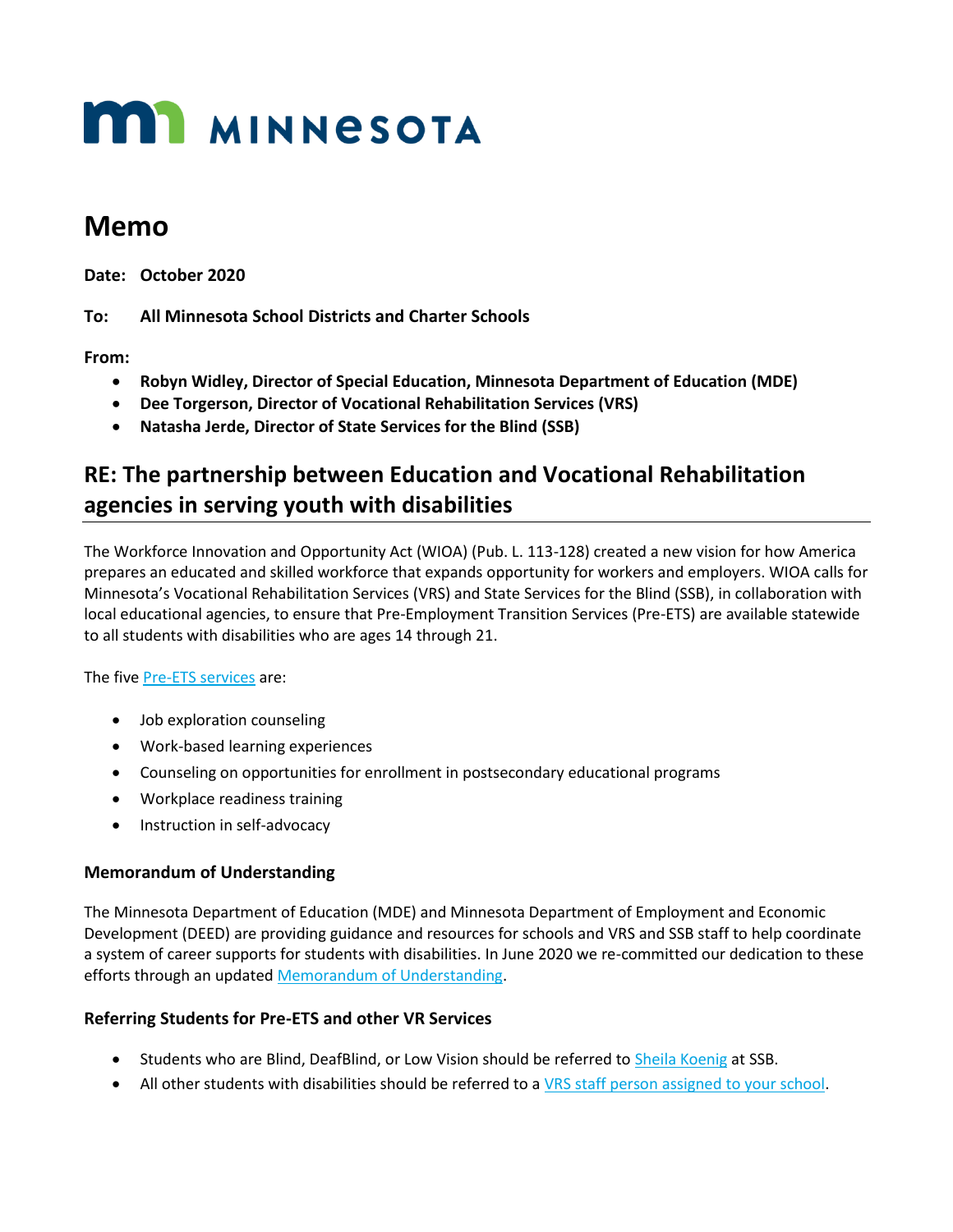MINNESOTA

# Memo

**Date: October 2020**

**To: All Minnesota School Districts and Charter Schools**

**From:**

- **Robyn Widley, Director of Special Education, Minnesota Department of Education (MDE)**
- **Dee Torgerson, Director of Vocational Rehabilitation Services (VRS)**
- **Natasha Jerde, Director of State Services for the Blind (SSB)**

## RE: The partnership between Education and Vocational Rehabilitation agencies in serving youth with disabilities

The Workforce Innovation and Opportunity Act (WIOA) (Pub. L. 113-128) created a new vision for how America prepares an educated and skilled workforce that expands opportunity for workers and employers. WIOA calls for Minnesota's Vocational Rehabilitation Services (VRS) and State Services for the Blind (SSB), in collaboration with local educational agencies, to ensure that Pre-Employment Transition Services (Pre-ETS) are available statewide to all students with disabilities who are ages 14 through 21.

The five Pre-ETS services are:

- Job exploration counseling
- Work-based learning experiences
- Counseling on opportunities for enrollment in postsecondary educational programs
- Workplace readiness training
- Instruction in self-advocacy

### Memorandum of Understanding

The Minnesota Department of Education (MDE) and Minnesota Department of Employment and Economic Development (DEED) are providing guidance and resources for schools and VRS and SSB staff to help coordinate a system of career supports for students with disabilities. In June 2020 we re-committed our dedication to these efforts through an updated Memorandum of Understanding.

### Referring Students for Pre-ETS and other VR Services

- Students who are Blind, DeafBlind, or Low Vision should be referred to Sheila Koenig at SSB.
- All other students with disabilities should be referred to a VRS staff person assigned to your school.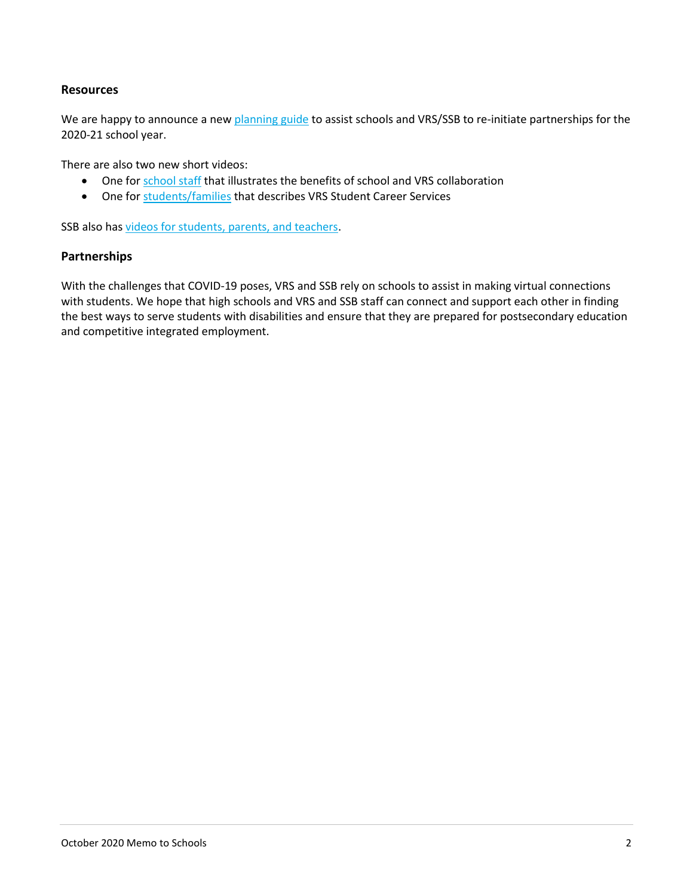### Resources

We are happy to announce a new planning guide to assist schools and VRS/SSB to re-initiate partnerships for the 2020-21 school year.

There are also two new short videos:

- One for school staff that illustrates the benefits of school and VRS collaboration
- One for students/families that describes VRS Student Career Services

SSB also has videos for students, parents, and teachers.

### Partnerships

With the challenges that COVID-19 poses, VRS and SSB rely on schools to assist in making virtual connections with students. We hope that high schools and VRS and SSB staff can connect and support each other in finding the best ways to serve students with disabilities and ensure that they are prepared for postsecondary education and competitive integrated employment.